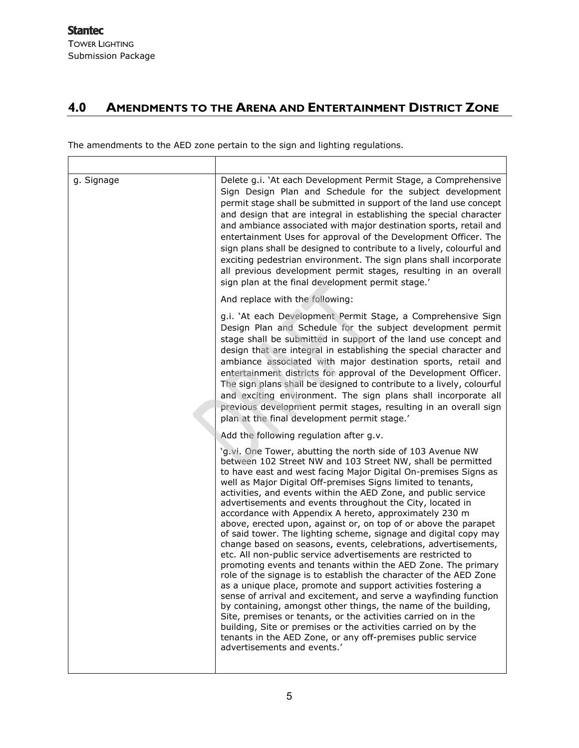## 4.0 AMENDMENTS TO THE ARENA AND ENTERTAINMENT DISTRICT ZONE

The amendments to the AED zone pertain to the sign and lighting regulations.

| | |
|---|---|
| g. Signage | Delete g.i. 'At each Development Permit Stage, a Comprehensive Sign Design Plan and Schedule for the subject development permit stage shall be submitted in support of the land use concept and design that are integral in establishing the special character and ambiance associated with major destination sports, retail and entertainment Uses for approval of the Development Officer. The sign plans shall be designed to contribute to a lively, colourful and exciting pedestrian environment. The sign plans shall incorporate all previous development permit stages, resulting in an overall sign plan at the final development permit stage.'<br><br>And replace with the following:<br><br>g.i. 'At each Development Permit Stage, a Comprehensive Sign Design Plan and Schedule for the subject development permit stage shall be submitted in support of the land use concept and design that are integral in establishing the special character and ambiance associated with major destination sports, retail and entertainment districts for approval of the Development Officer. The sign plans shall be designed to contribute to a lively, colourful and exciting environment. The sign plans shall incorporate all previous development permit stages, resulting in an overall sign plan at the final development permit stage.'<br><br>Add the following regulation after g.v.<br><br>'g.vi. One Tower, abutting the north side of 103 Avenue NW between 102 Street NW and 103 Street NW, shall be permitted to have east and west facing Major Digital On-premises Signs as well as Major Digital Off-premises Signs limited to tenants, activities, and events within the AED Zone, and public service advertisements and events throughout the City, located in accordance with Appendix A hereto, approximately 230 m above, erected upon, against or, on top of or above the parapet of said tower. The lighting scheme, signage and digital copy may change based on seasons, events, celebrations, advertisements, etc. All non-public service advertisements are restricted to promoting events and tenants within the AED Zone. The primary role of the signage is to establish the character of the AED Zone as a unique place, promote and support activities fostering a sense of arrival and excitement, and serve a wayfinding function by containing, amongst other things, the name of the building, Site, premises or tenants, or the activities carried on in the building, Site or premises or the activities carried on by the tenants in the AED Zone, or any off-premises public service advertisements and events.' |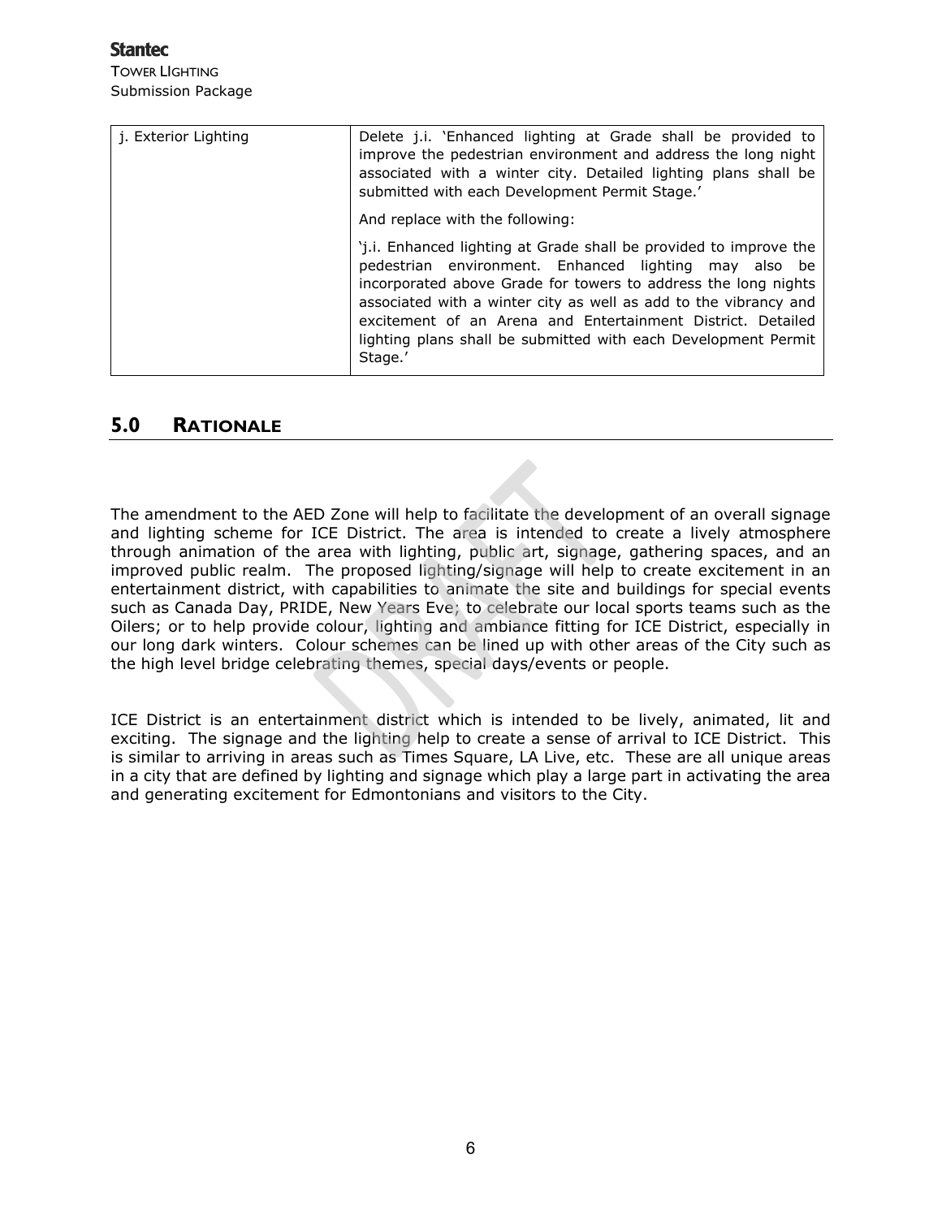| | |
|---|---|
| j. Exterior Lighting | Delete j.i. 'Enhanced lighting at Grade shall be provided to improve the pedestrian environment and address the long night associated with a winter city. Detailed lighting plans shall be submitted with each Development Permit Stage.'<br><br>And replace with the following:<br><br>'j.i. Enhanced lighting at Grade shall be provided to improve the pedestrian environment. Enhanced lighting may also be incorporated above Grade for towers to address the long nights associated with a winter city as well as add to the vibrancy and excitement of an Arena and Entertainment District. Detailed lighting plans shall be submitted with each Development Permit Stage.' |

## 5.0 RATIONALE

The amendment to the AED Zone will help to facilitate the development of an overall signage and lighting scheme for ICE District. The area is intended to create a lively atmosphere through animation of the area with lighting, public art, signage, gathering spaces, and an improved public realm. The proposed lighting/signage will help to create excitement in an entertainment district, with capabilities to animate the site and buildings for special events such as Canada Day, PRIDE, New Years Eve; to celebrate our local sports teams such as the Oilers; or to help provide colour, lighting and ambiance fitting for ICE District, especially in our long dark winters. Colour schemes can be lined up with other areas of the City such as the high level bridge celebrating themes, special days/events or people.

ICE District is an entertainment district which is intended to be lively, animated, lit and exciting. The signage and the lighting help to create a sense of arrival to ICE District. This is similar to arriving in areas such as Times Square, LA Live, etc. These are all unique areas in a city that are defined by lighting and signage which play a large part in activating the area and generating excitement for Edmontonians and visitors to the City.